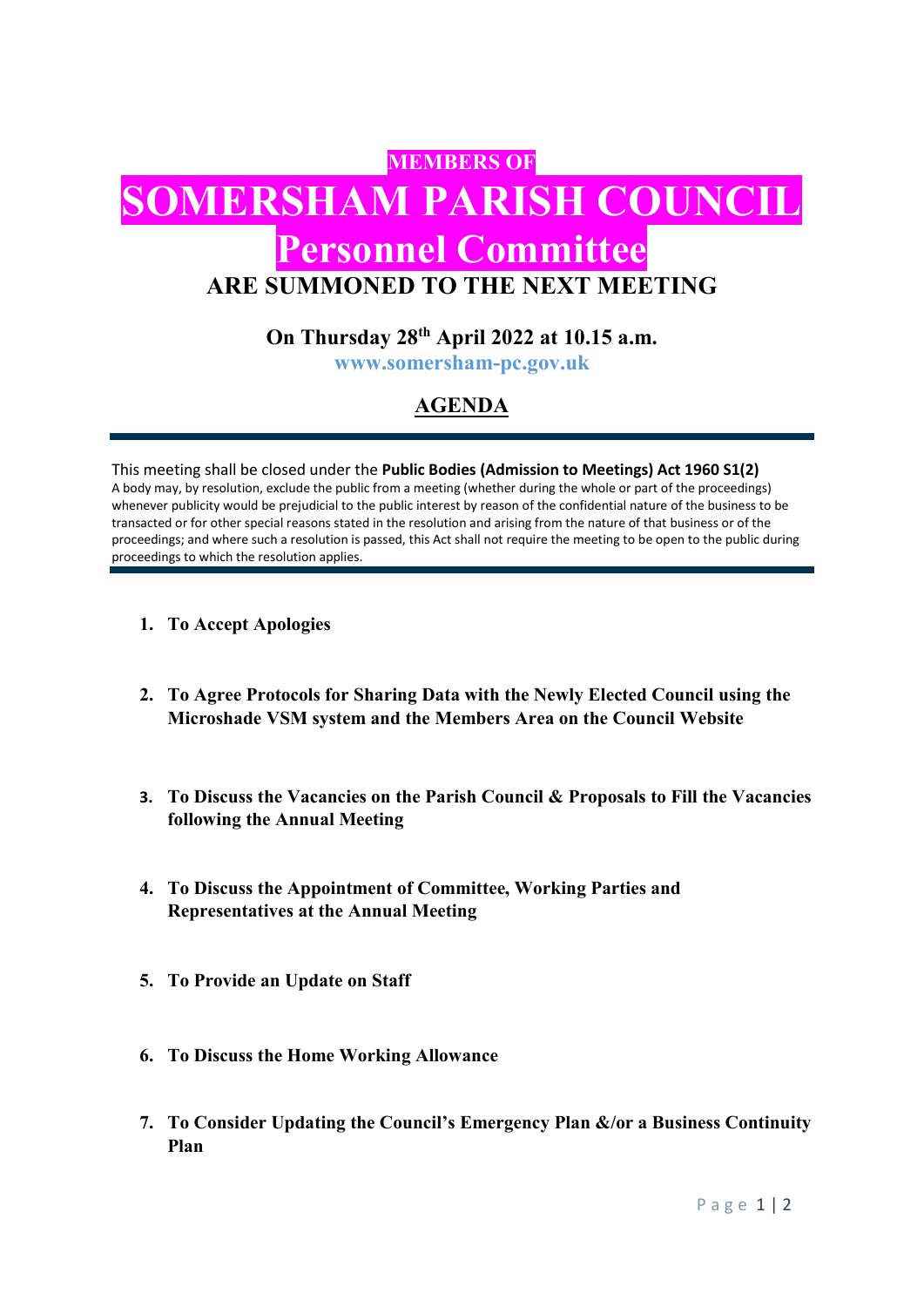**MEMBERS OF**

# SOMERSHAM PARISH COUNCIL

## Personnel Committee

## ARE SUMMONED TO THE NEXT MEETING

### On Thursday 28th April 2022 at 10.15 a.m.

**www.somersham-pc.gov.uk**

## AGENDA

---

This meeting shall be closed under the **Public Bodies (Admission to Meetings) Act 1960 S1(2)**
A body may, by resolution, exclude the public from a meeting (whether during the whole or part of the proceedings) whenever publicity would be prejudicial to the public interest by reason of the confidential nature of the business to be transacted or for other special reasons stated in the resolution and arising from the nature of that business or of the proceedings; and where such a resolution is passed, this Act shall not require the meeting to be open to the public during proceedings to which the resolution applies.

---

1. **To Accept Apologies**

2. **To Agree Protocols for Sharing Data with the Newly Elected Council using the Microshade VSM system and the Members Area on the Council Website**

3. **To Discuss the Vacancies on the Parish Council & Proposals to Fill the Vacancies following the Annual Meeting**

4. **To Discuss the Appointment of Committee, Working Parties and Representatives at the Annual Meeting**

5. **To Provide an Update on Staff**

6. **To Discuss the Home Working Allowance**

7. **To Consider Updating the Council's Emergency Plan &/or a Business Continuity Plan**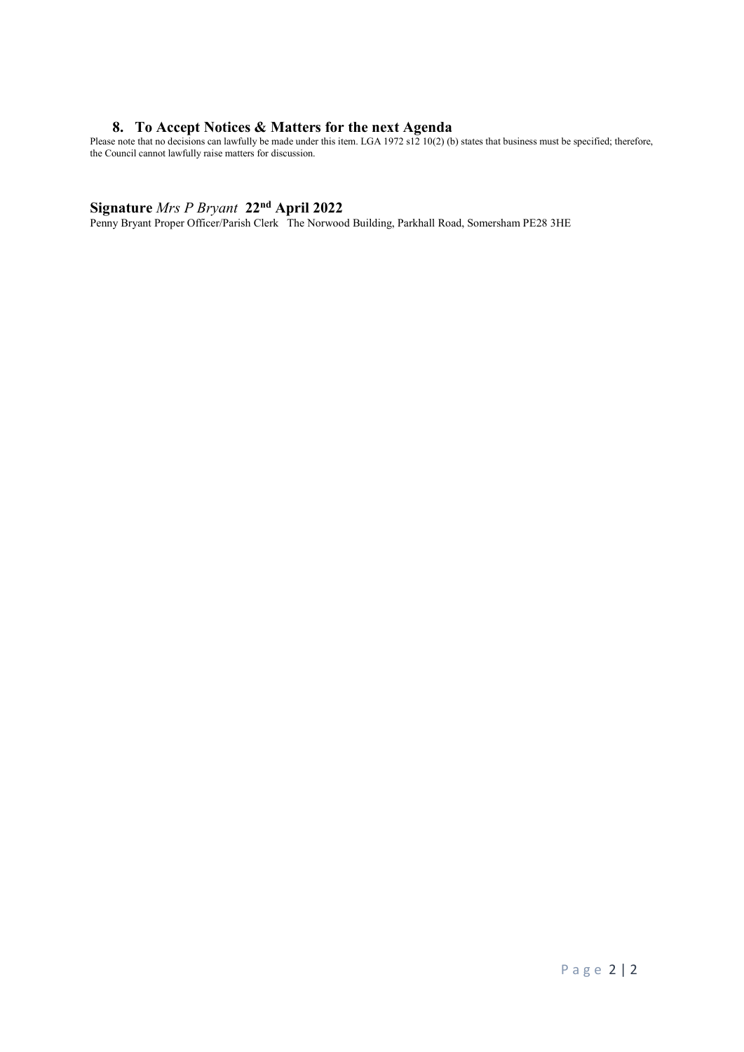## 8. To Accept Notices & Matters for the next Agenda

Please note that no decisions can lawfully be made under this item. LGA 1972 s12 10(2) (b) states that business must be specified; therefore, the Council cannot lawfully raise matters for discussion.

**Signature** *Mrs P Bryant* **22nd April 2022**

Penny Bryant Proper Officer/Parish Clerk The Norwood Building, Parkhall Road, Somersham PE28 3HE